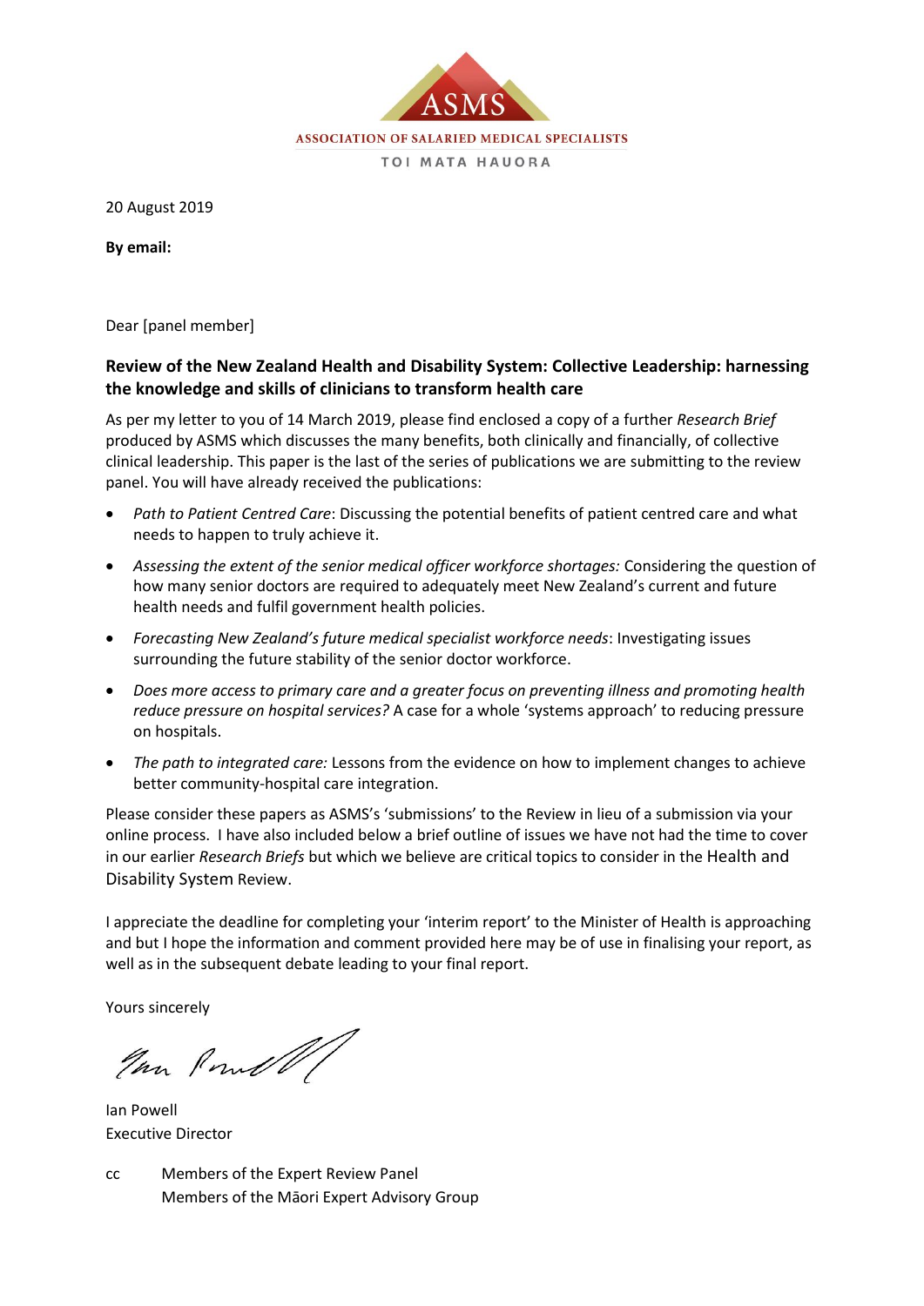ASMS

ASSOCIATION OF SALARIED MEDICAL SPECIALISTS

TOI MATA HAUORA

20 August 2019

**By email:**

Dear [panel member]

**Review of the New Zealand Health and Disability System: Collective Leadership: harnessing the knowledge and skills of clinicians to transform health care**

As per my letter to you of 14 March 2019, please find enclosed a copy of a further *Research Brief* produced by ASMS which discusses the many benefits, both clinically and financially, of collective clinical leadership. This paper is the last of the series of publications we are submitting to the review panel. You will have already received the publications:

- *Path to Patient Centred Care*: Discussing the potential benefits of patient centred care and what needs to happen to truly achieve it.
- *Assessing the extent of the senior medical officer workforce shortages:* Considering the question of how many senior doctors are required to adequately meet New Zealand's current and future health needs and fulfil government health policies.
- *Forecasting New Zealand's future medical specialist workforce needs*: Investigating issues surrounding the future stability of the senior doctor workforce.
- *Does more access to primary care and a greater focus on preventing illness and promoting health reduce pressure on hospital services?* A case for a whole 'systems approach' to reducing pressure on hospitals.
- *The path to integrated care:* Lessons from the evidence on how to implement changes to achieve better community-hospital care integration.

Please consider these papers as ASMS's 'submissions' to the Review in lieu of a submission via your online process. I have also included below a brief outline of issues we have not had the time to cover in our earlier *Research Briefs* but which we believe are critical topics to consider in the Health and Disability System Review.

I appreciate the deadline for completing your 'interim report' to the Minister of Health is approaching and but I hope the information and comment provided here may be of use in finalising your report, as well as in the subsequent debate leading to your final report.

Yours sincerely

Ian Powell
Executive Director

cc Members of the Expert Review Panel
Members of the Māori Expert Advisory Group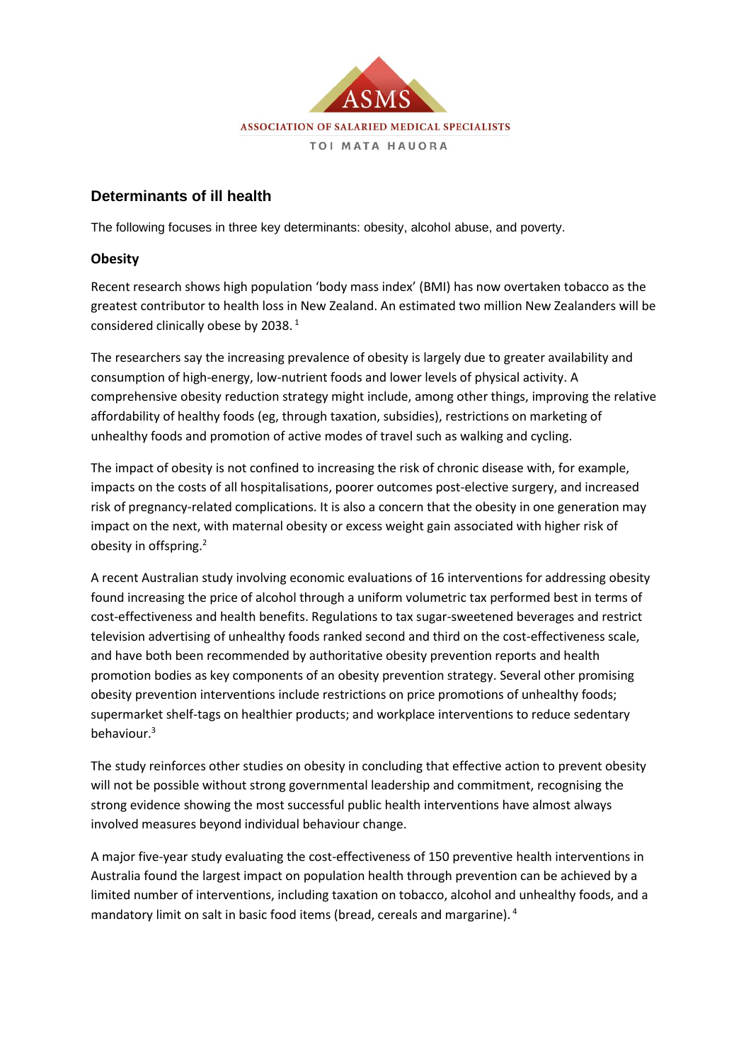ASSOCIATION OF SALARIED MEDICAL SPECIALISTS

TOI MATA HAUORA

## Determinants of ill health

The following focuses in three key determinants: obesity, alcohol abuse, and poverty.

### Obesity

Recent research shows high population 'body mass index' (BMI) has now overtaken tobacco as the greatest contributor to health loss in New Zealand. An estimated two million New Zealanders will be considered clinically obese by 2038. [1]

The researchers say the increasing prevalence of obesity is largely due to greater availability and consumption of high-energy, low-nutrient foods and lower levels of physical activity. A comprehensive obesity reduction strategy might include, among other things, improving the relative affordability of healthy foods (eg, through taxation, subsidies), restrictions on marketing of unhealthy foods and promotion of active modes of travel such as walking and cycling.

The impact of obesity is not confined to increasing the risk of chronic disease with, for example, impacts on the costs of all hospitalisations, poorer outcomes post-elective surgery, and increased risk of pregnancy-related complications. It is also a concern that the obesity in one generation may impact on the next, with maternal obesity or excess weight gain associated with higher risk of obesity in offspring.[2]

A recent Australian study involving economic evaluations of 16 interventions for addressing obesity found increasing the price of alcohol through a uniform volumetric tax performed best in terms of cost-effectiveness and health benefits. Regulations to tax sugar-sweetened beverages and restrict television advertising of unhealthy foods ranked second and third on the cost-effectiveness scale, and have both been recommended by authoritative obesity prevention reports and health promotion bodies as key components of an obesity prevention strategy. Several other promising obesity prevention interventions include restrictions on price promotions of unhealthy foods; supermarket shelf-tags on healthier products; and workplace interventions to reduce sedentary behaviour.[3]

The study reinforces other studies on obesity in concluding that effective action to prevent obesity will not be possible without strong governmental leadership and commitment, recognising the strong evidence showing the most successful public health interventions have almost always involved measures beyond individual behaviour change.

A major five-year study evaluating the cost-effectiveness of 150 preventive health interventions in Australia found the largest impact on population health through prevention can be achieved by a limited number of interventions, including taxation on tobacco, alcohol and unhealthy foods, and a mandatory limit on salt in basic food items (bread, cereals and margarine). [4]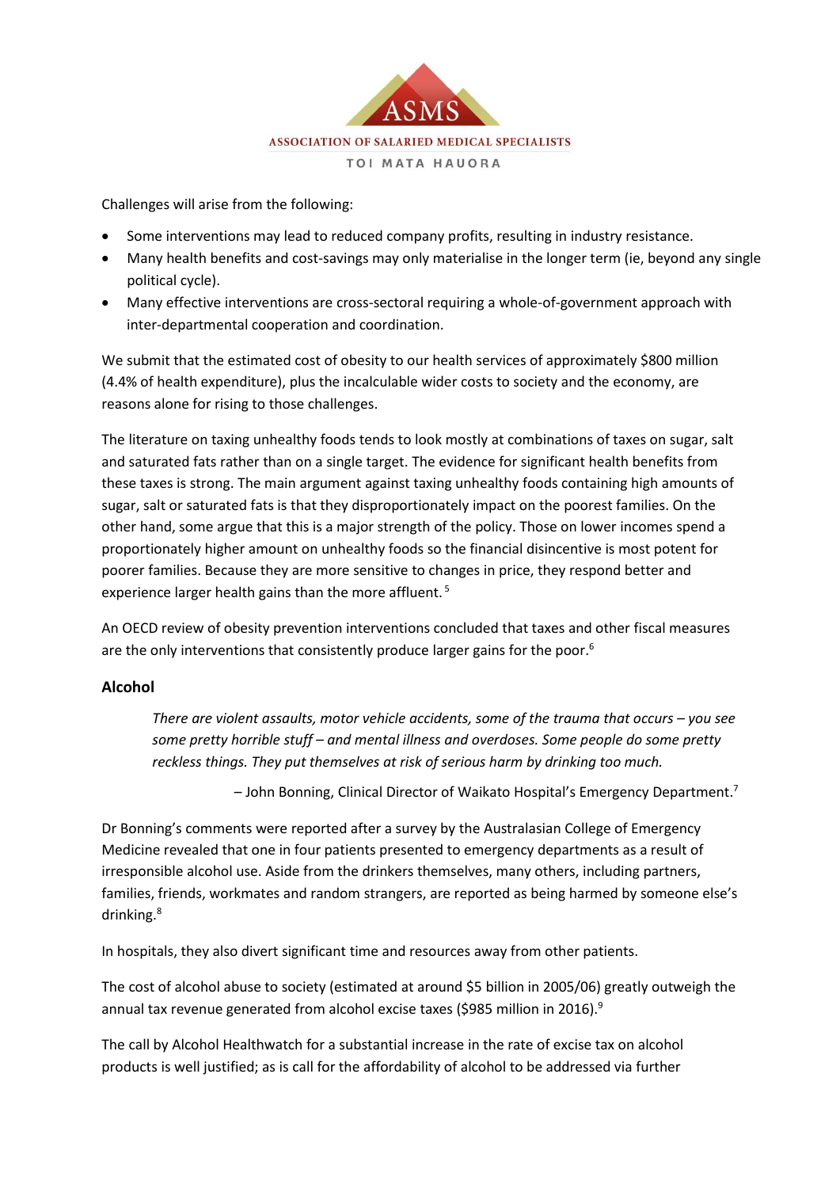Challenges will arise from the following:

- Some interventions may lead to reduced company profits, resulting in industry resistance.
- Many health benefits and cost-savings may only materialise in the longer term (ie, beyond any single political cycle).
- Many effective interventions are cross-sectoral requiring a whole-of-government approach with inter-departmental cooperation and coordination.

We submit that the estimated cost of obesity to our health services of approximately $800 million (4.4% of health expenditure), plus the incalculable wider costs to society and the economy, are reasons alone for rising to those challenges.

The literature on taxing unhealthy foods tends to look mostly at combinations of taxes on sugar, salt and saturated fats rather than on a single target. The evidence for significant health benefits from these taxes is strong. The main argument against taxing unhealthy foods containing high amounts of sugar, salt or saturated fats is that they disproportionately impact on the poorest families. On the other hand, some argue that this is a major strength of the policy. Those on lower incomes spend a proportionately higher amount on unhealthy foods so the financial disincentive is most potent for poorer families. Because they are more sensitive to changes in price, they respond better and experience larger health gains than the more affluent. [5]

An OECD review of obesity prevention interventions concluded that taxes and other fiscal measures are the only interventions that consistently produce larger gains for the poor.[6]

### Alcohol

> *There are violent assaults, motor vehicle accidents, some of the trauma that occurs – you see some pretty horrible stuff – and mental illness and overdoses. Some people do some pretty reckless things. They put themselves at risk of serious harm by drinking too much.*
>
> – John Bonning, Clinical Director of Waikato Hospital's Emergency Department.[7]

Dr Bonning's comments were reported after a survey by the Australasian College of Emergency Medicine revealed that one in four patients presented to emergency departments as a result of irresponsible alcohol use. Aside from the drinkers themselves, many others, including partners, families, friends, workmates and random strangers, are reported as being harmed by someone else's drinking.[8]

In hospitals, they also divert significant time and resources away from other patients.

The cost of alcohol abuse to society (estimated at around $5 billion in 2005/06) greatly outweigh the annual tax revenue generated from alcohol excise taxes ($985 million in 2016).[9]

The call by Alcohol Healthwatch for a substantial increase in the rate of excise tax on alcohol products is well justified; as is call for the affordability of alcohol to be addressed via further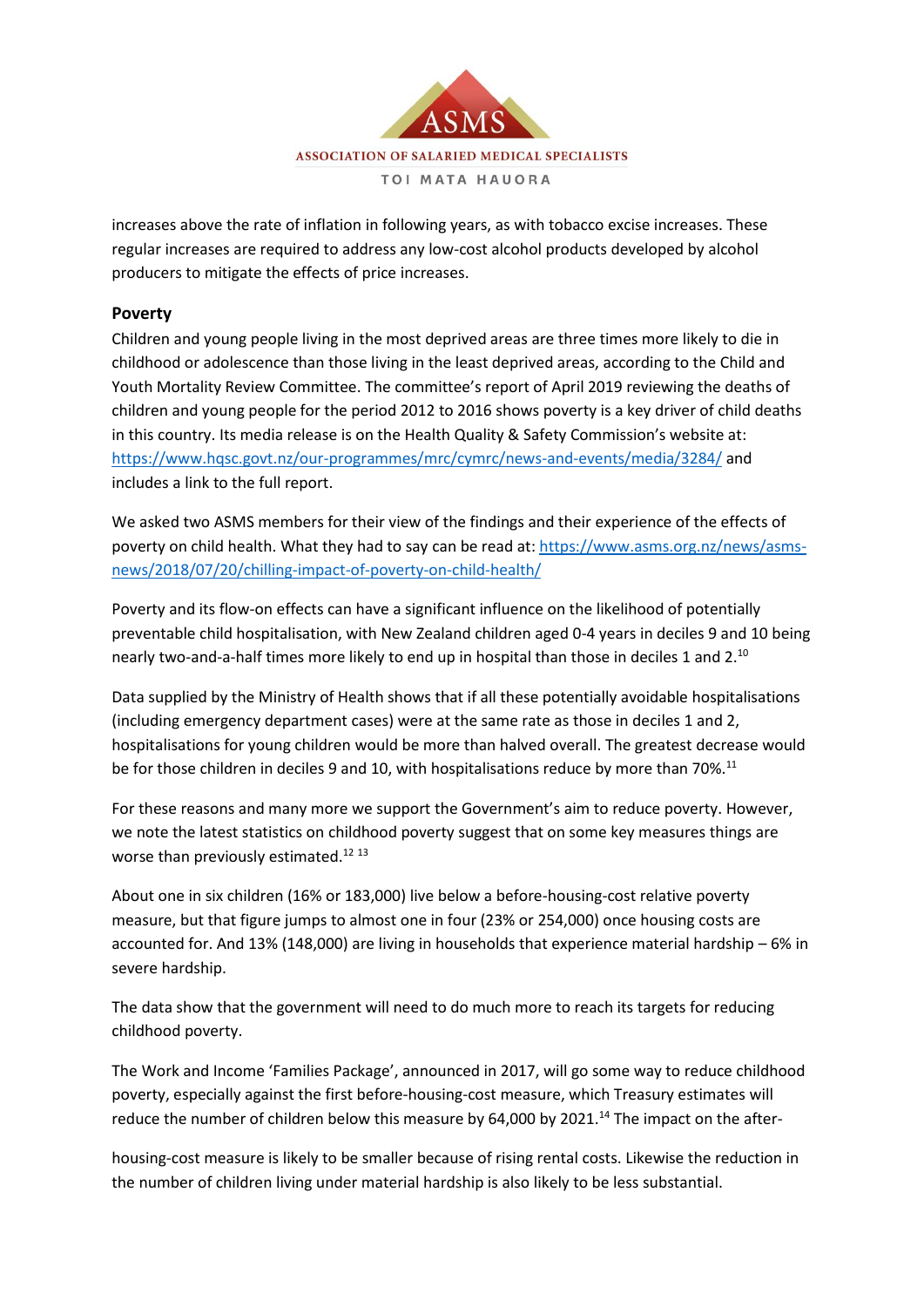increases above the rate of inflation in following years, as with tobacco excise increases. These regular increases are required to address any low-cost alcohol products developed by alcohol producers to mitigate the effects of price increases.

## Poverty

Children and young people living in the most deprived areas are three times more likely to die in childhood or adolescence than those living in the least deprived areas, according to the Child and Youth Mortality Review Committee. The committee's report of April 2019 reviewing the deaths of children and young people for the period 2012 to 2016 shows poverty is a key driver of child deaths in this country. Its media release is on the Health Quality & Safety Commission's website at: https://www.hqsc.govt.nz/our-programmes/mrc/cymrc/news-and-events/media/3284/ and includes a link to the full report.

We asked two ASMS members for their view of the findings and their experience of the effects of poverty on child health. What they had to say can be read at: https://www.asms.org.nz/news/asms-news/2018/07/20/chilling-impact-of-poverty-on-child-health/

Poverty and its flow-on effects can have a significant influence on the likelihood of potentially preventable child hospitalisation, with New Zealand children aged 0-4 years in deciles 9 and 10 being nearly two-and-a-half times more likely to end up in hospital than those in deciles 1 and 2.[10]

Data supplied by the Ministry of Health shows that if all these potentially avoidable hospitalisations (including emergency department cases) were at the same rate as those in deciles 1 and 2, hospitalisations for young children would be more than halved overall. The greatest decrease would be for those children in deciles 9 and 10, with hospitalisations reduce by more than 70%.[11]

For these reasons and many more we support the Government's aim to reduce poverty. However, we note the latest statistics on childhood poverty suggest that on some key measures things are worse than previously estimated.[12] [13]

About one in six children (16% or 183,000) live below a before-housing-cost relative poverty measure, but that figure jumps to almost one in four (23% or 254,000) once housing costs are accounted for. And 13% (148,000) are living in households that experience material hardship – 6% in severe hardship.

The data show that the government will need to do much more to reach its targets for reducing childhood poverty.

The Work and Income 'Families Package', announced in 2017, will go some way to reduce childhood poverty, especially against the first before-housing-cost measure, which Treasury estimates will reduce the number of children below this measure by 64,000 by 2021.[14] The impact on the after-housing-cost measure is likely to be smaller because of rising rental costs. Likewise the reduction in the number of children living under material hardship is also likely to be less substantial.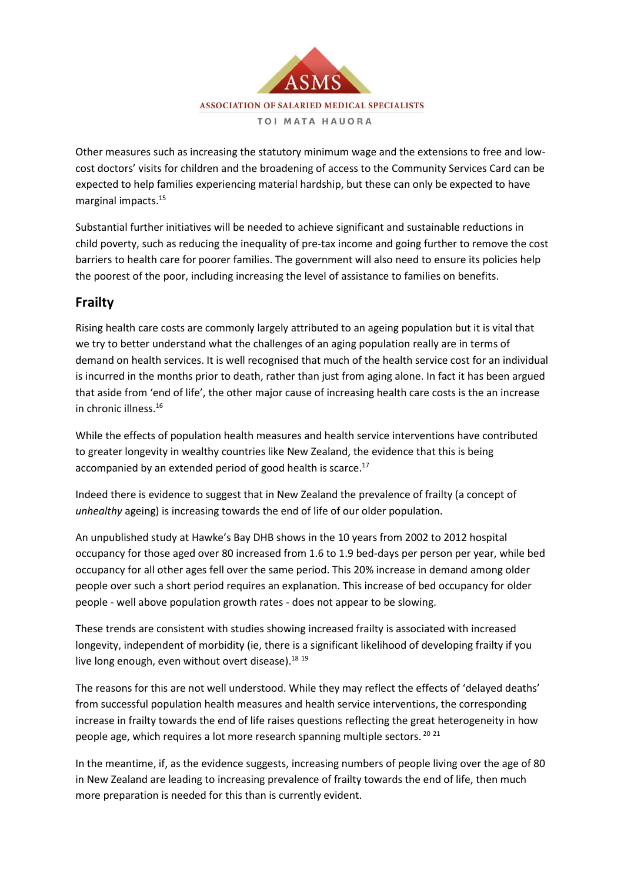Other measures such as increasing the statutory minimum wage and the extensions to free and low-cost doctors' visits for children and the broadening of access to the Community Services Card can be expected to help families experiencing material hardship, but these can only be expected to have marginal impacts.[15]

Substantial further initiatives will be needed to achieve significant and sustainable reductions in child poverty, such as reducing the inequality of pre-tax income and going further to remove the cost barriers to health care for poorer families. The government will also need to ensure its policies help the poorest of the poor, including increasing the level of assistance to families on benefits.

## Frailty

Rising health care costs are commonly largely attributed to an ageing population but it is vital that we try to better understand what the challenges of an aging population really are in terms of demand on health services. It is well recognised that much of the health service cost for an individual is incurred in the months prior to death, rather than just from aging alone. In fact it has been argued that aside from 'end of life', the other major cause of increasing health care costs is the an increase in chronic illness.[16]

While the effects of population health measures and health service interventions have contributed to greater longevity in wealthy countries like New Zealand, the evidence that this is being accompanied by an extended period of good health is scarce.[17]

Indeed there is evidence to suggest that in New Zealand the prevalence of frailty (a concept of *unhealthy* ageing) is increasing towards the end of life of our older population.

An unpublished study at Hawke's Bay DHB shows in the 10 years from 2002 to 2012 hospital occupancy for those aged over 80 increased from 1.6 to 1.9 bed-days per person per year, while bed occupancy for all other ages fell over the same period. This 20% increase in demand among older people over such a short period requires an explanation. This increase of bed occupancy for older people - well above population growth rates - does not appear to be slowing.

These trends are consistent with studies showing increased frailty is associated with increased longevity, independent of morbidity (ie, there is a significant likelihood of developing frailty if you live long enough, even without overt disease).[18 19]

The reasons for this are not well understood. While they may reflect the effects of 'delayed deaths' from successful population health measures and health service interventions, the corresponding increase in frailty towards the end of life raises questions reflecting the great heterogeneity in how people age, which requires a lot more research spanning multiple sectors.[20 21]

In the meantime, if, as the evidence suggests, increasing numbers of people living over the age of 80 in New Zealand are leading to increasing prevalence of frailty towards the end of life, then much more preparation is needed for this than is currently evident.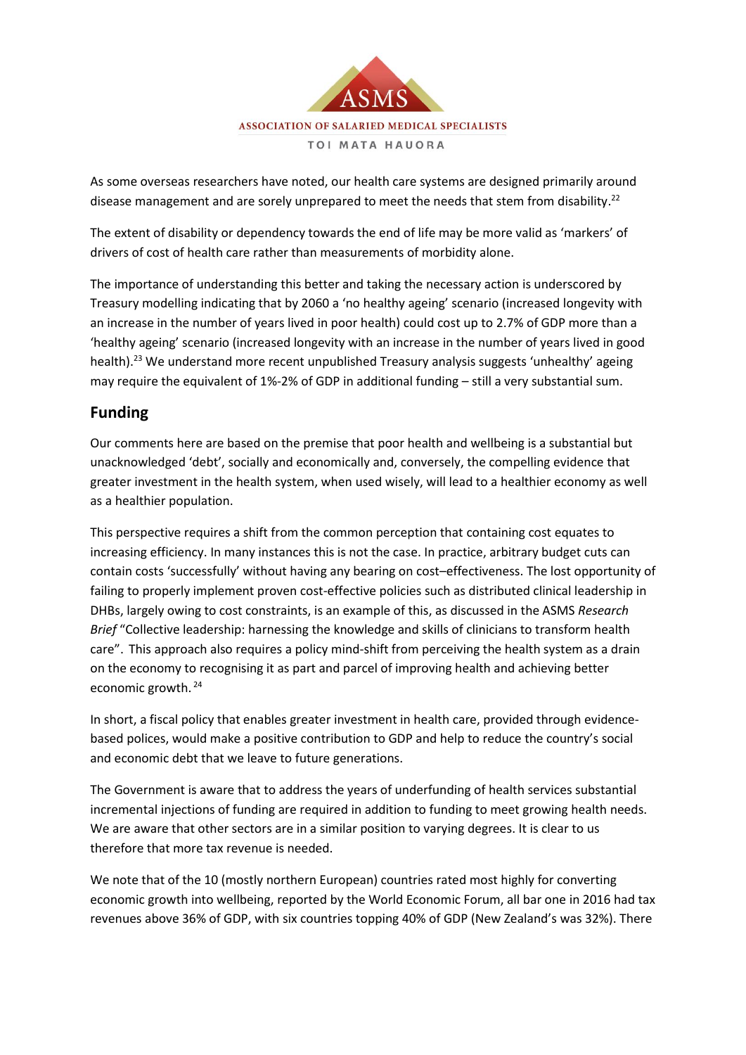As some overseas researchers have noted, our health care systems are designed primarily around disease management and are sorely unprepared to meet the needs that stem from disability.[22]

The extent of disability or dependency towards the end of life may be more valid as 'markers' of drivers of cost of health care rather than measurements of morbidity alone.

The importance of understanding this better and taking the necessary action is underscored by Treasury modelling indicating that by 2060 a 'no healthy ageing' scenario (increased longevity with an increase in the number of years lived in poor health) could cost up to 2.7% of GDP more than a 'healthy ageing' scenario (increased longevity with an increase in the number of years lived in good health).[23] We understand more recent unpublished Treasury analysis suggests 'unhealthy' ageing may require the equivalent of 1%-2% of GDP in additional funding – still a very substantial sum.

## Funding

Our comments here are based on the premise that poor health and wellbeing is a substantial but unacknowledged 'debt', socially and economically and, conversely, the compelling evidence that greater investment in the health system, when used wisely, will lead to a healthier economy as well as a healthier population.

This perspective requires a shift from the common perception that containing cost equates to increasing efficiency. In many instances this is not the case. In practice, arbitrary budget cuts can contain costs 'successfully' without having any bearing on cost–effectiveness. The lost opportunity of failing to properly implement proven cost-effective policies such as distributed clinical leadership in DHBs, largely owing to cost constraints, is an example of this, as discussed in the ASMS *Research Brief* "Collective leadership: harnessing the knowledge and skills of clinicians to transform health care". This approach also requires a policy mind-shift from perceiving the health system as a drain on the economy to recognising it as part and parcel of improving health and achieving better economic growth.[24]

In short, a fiscal policy that enables greater investment in health care, provided through evidence-based polices, would make a positive contribution to GDP and help to reduce the country's social and economic debt that we leave to future generations.

The Government is aware that to address the years of underfunding of health services substantial incremental injections of funding are required in addition to funding to meet growing health needs. We are aware that other sectors are in a similar position to varying degrees. It is clear to us therefore that more tax revenue is needed.

We note that of the 10 (mostly northern European) countries rated most highly for converting economic growth into wellbeing, reported by the World Economic Forum, all bar one in 2016 had tax revenues above 36% of GDP, with six countries topping 40% of GDP (New Zealand's was 32%). There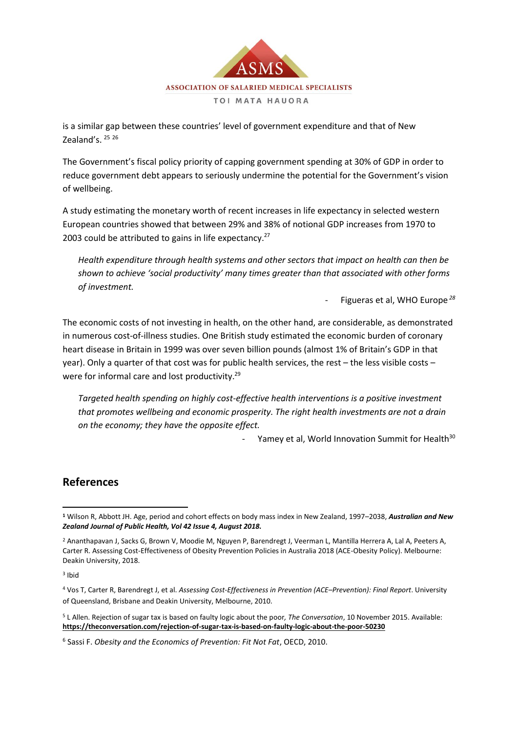is a similar gap between these countries' level of government expenditure and that of New Zealand's. [25] [26]

The Government's fiscal policy priority of capping government spending at 30% of GDP in order to reduce government debt appears to seriously undermine the potential for the Government's vision of wellbeing.

A study estimating the monetary worth of recent increases in life expectancy in selected western European countries showed that between 29% and 38% of notional GDP increases from 1970 to 2003 could be attributed to gains in life expectancy.[27]

> *Health expenditure through health systems and other sectors that impact on health can then be shown to achieve 'social productivity' many times greater than that associated with other forms of investment.*
>
> \- Figueras et al, WHO Europe [28]

The economic costs of not investing in health, on the other hand, are considerable, as demonstrated in numerous cost-of-illness studies. One British study estimated the economic burden of coronary heart disease in Britain in 1999 was over seven billion pounds (almost 1% of Britain's GDP in that year). Only a quarter of that cost was for public health services, the rest – the less visible costs – were for informal care and lost productivity.[29]

> *Targeted health spending on highly cost-effective health interventions is a positive investment that promotes wellbeing and economic prosperity. The right health investments are not a drain on the economy; they have the opposite effect.*
>
> \- Yamey et al, World Innovation Summit for Health[30]

## References

[1] Wilson R, Abbott JH. Age, period and cohort effects on body mass index in New Zealand, 1997–2038, ***Australian and New Zealand Journal of Public Health, Vol 42 Issue 4, August 2018.***

[2] Ananthapavan J, Sacks G, Brown V, Moodie M, Nguyen P, Barendregt J, Veerman L, Mantilla Herrera A, Lal A, Peeters A, Carter R. Assessing Cost-Effectiveness of Obesity Prevention Policies in Australia 2018 (ACE-Obesity Policy). Melbourne: Deakin University, 2018.

[3] Ibid

[4] Vos T, Carter R, Barendregt J, et al. *Assessing Cost-Effectiveness in Prevention (ACE–Prevention): Final Report*. University of Queensland, Brisbane and Deakin University, Melbourne, 2010.

[5] L Allen. Rejection of sugar tax is based on faulty logic about the poor*, The Conversation*, 10 November 2015. Available: **https://theconversation.com/rejection-of-sugar-tax-is-based-on-faulty-logic-about-the-poor-50230**

[6] Sassi F. *Obesity and the Economics of Prevention: Fit Not Fat*, OECD, 2010.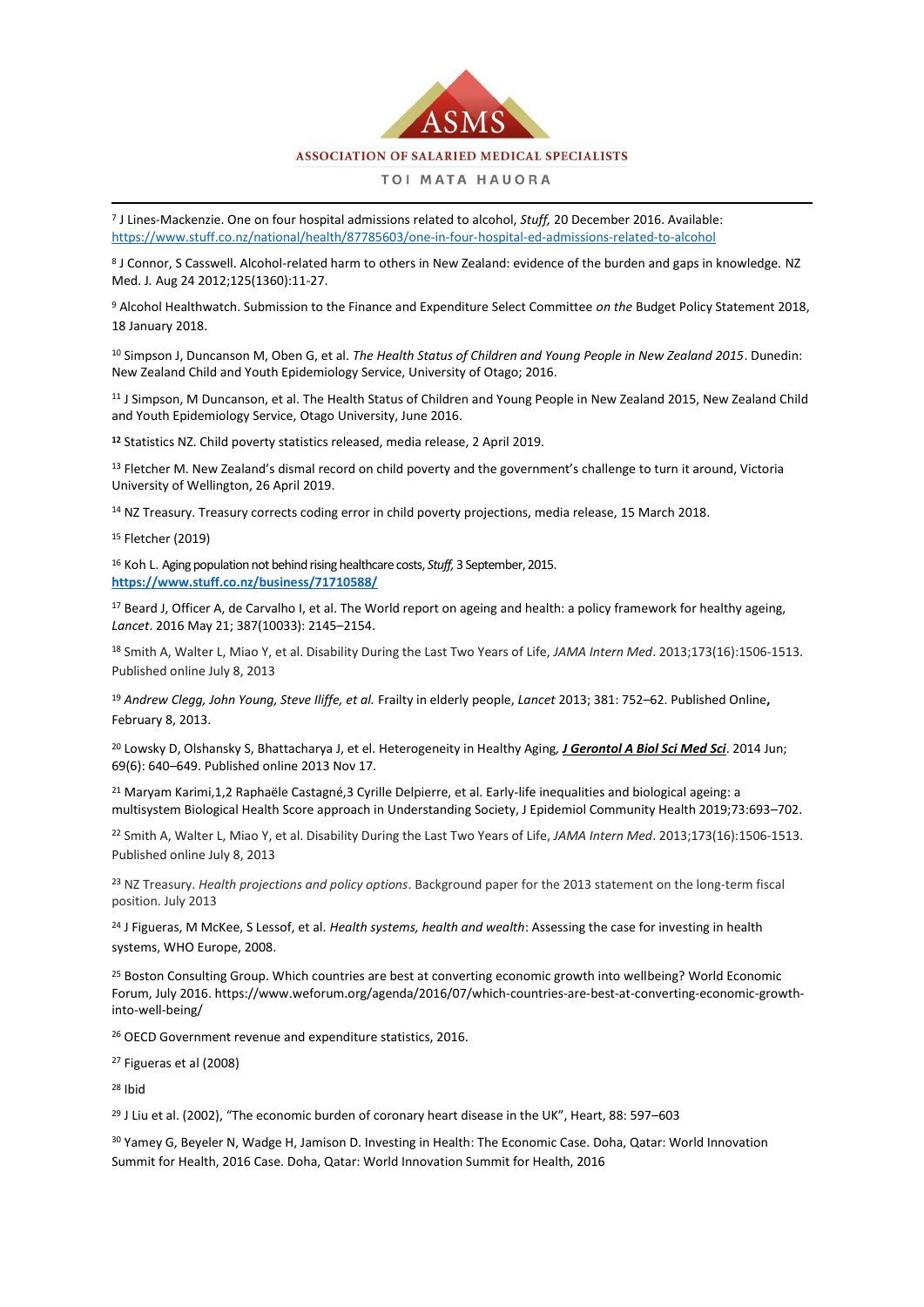[7] J Lines-Mackenzie. One on four hospital admissions related to alcohol, *Stuff,* 20 December 2016. Available: https://www.stuff.co.nz/national/health/87785603/one-in-four-hospital-ed-admissions-related-to-alcohol

[8] J Connor, S Casswell. Alcohol-related harm to others in New Zealand: evidence of the burden and gaps in knowledge. NZ Med. J. Aug 24 2012;125(1360):11-27.

[9] Alcohol Healthwatch. Submission to the Finance and Expenditure Select Committee *on the* Budget Policy Statement 2018, 18 January 2018.

[10] Simpson J, Duncanson M, Oben G, et al. *The Health Status of Children and Young People in New Zealand 2015*. Dunedin: New Zealand Child and Youth Epidemiology Service, University of Otago; 2016.

[11] J Simpson, M Duncanson, et al. The Health Status of Children and Young People in New Zealand 2015, New Zealand Child and Youth Epidemiology Service, Otago University, June 2016.

[12] Statistics NZ. Child poverty statistics released, media release, 2 April 2019.

[13] Fletcher M. New Zealand's dismal record on child poverty and the government's challenge to turn it around, Victoria University of Wellington, 26 April 2019.

[14] NZ Treasury. Treasury corrects coding error in child poverty projections, media release, 15 March 2018.

[15] Fletcher (2019)

[16] Koh L. Aging population not behind rising healthcare costs, *Stuff,* 3 September, 2015. **https://www.stuff.co.nz/business/71710588/**

[17] Beard J, Officer A, de Carvalho I, et al. The World report on ageing and health: a policy framework for healthy ageing, *Lancet*. 2016 May 21; 387(10033): 2145–2154.

[18] Smith A, Walter L, Miao Y, et al. Disability During the Last Two Years of Life, *JAMA Intern Med*. 2013;173(16):1506-1513. Published online July 8, 2013

[19] *Andrew Clegg, John Young, Steve Iliffe, et al.* Frailty in elderly people, *Lancet* 2013; 381: 752–62. Published Online**,** February 8, 2013.

[20] Lowsky D, Olshansky S, Bhattacharya J, et el. Heterogeneity in Healthy Aging*,* ***J Gerontol A Biol Sci Med Sci***. 2014 Jun; 69(6): 640–649. Published online 2013 Nov 17.

[21] Maryam Karimi,1,2 Raphaële Castagné,3 Cyrille Delpierre, et al. Early-life inequalities and biological ageing: a multisystem Biological Health Score approach in Understanding Society, J Epidemiol Community Health 2019;73:693–702.

[22] Smith A, Walter L, Miao Y, et al. Disability During the Last Two Years of Life, *JAMA Intern Med*. 2013;173(16):1506-1513. Published online July 8, 2013

[23] NZ Treasury. *Health projections and policy options*. Background paper for the 2013 statement on the long-term fiscal position. July 2013

[24] J Figueras, M McKee, S Lessof, et al. *Health systems, health and wealth*: Assessing the case for investing in health systems, WHO Europe, 2008.

[25] Boston Consulting Group. Which countries are best at converting economic growth into wellbeing? World Economic Forum, July 2016. https://www.weforum.org/agenda/2016/07/which-countries-are-best-at-converting-economic-growth-into-well-being/

[26] OECD Government revenue and expenditure statistics, 2016.

[27] Figueras et al (2008)

[28] Ibid

[29] J Liu et al. (2002), "The economic burden of coronary heart disease in the UK", Heart, 88: 597–603

[30] Yamey G, Beyeler N, Wadge H, Jamison D. Investing in Health: The Economic Case. Doha, Qatar: World Innovation Summit for Health, 2016 Case. Doha, Qatar: World Innovation Summit for Health, 2016